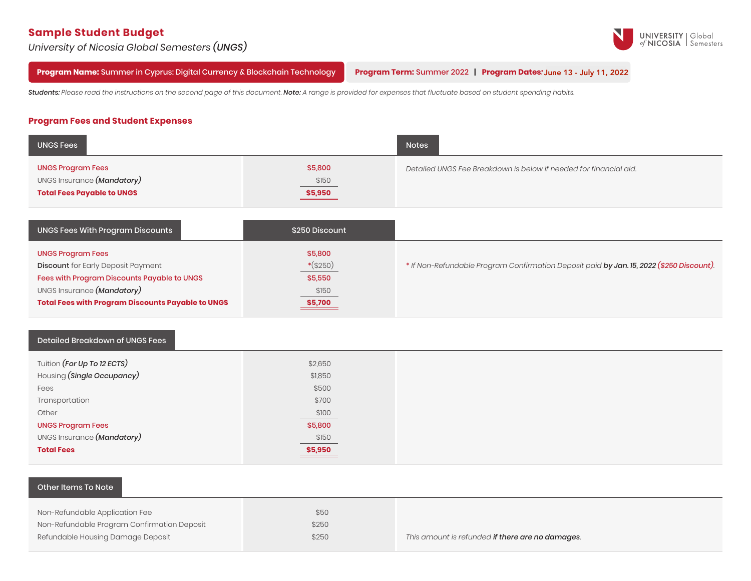# Sample Student Budget

*University of Nicosia Global Semesters **(UNGS)***

**Program Name:** Summer in Cyprus: Digital Currency & Blockchain Technology

**Program Term:** Summer 2022 | **Program Dates:** June 13 - July 11, 2022

***Students:*** *Please read the instructions on the second page of this document.* ***Note:*** *A range is provided for expenses that fluctuate based on student spending habits.*

## Program Fees and Student Expenses

| UNGS Fees | | Notes |
|---|---|---|
| UNGS Program Fees | $5,800 | *Detailed UNGS Fee Breakdown is below if needed for financial aid.* |
| UNGS Insurance ***(Mandatory)*** | $150 | |
| **Total Fees Payable to UNGS** | **$5,950** | |

| UNGS Fees With Program Discounts | $250 Discount | |
|---|---|---|
| UNGS Program Fees | $5,800 | |
| **Discount** for Early Deposit Payment | *($250) | * *If Non-Refundable Program Confirmation Deposit paid* ***by Jan. 15, 2022*** ***($250 Discount)****.* |
| Fees with Program Discounts Payable to UNGS | $5,550 | |
| UNGS Insurance ***(Mandatory)*** | $150 | |
| **Total Fees with Program Discounts Payable to UNGS** | **$5,700** | |

| Detailed Breakdown of UNGS Fees | | |
|---|---|---|
| Tuition ***(For Up To 12 ECTS)*** | $2,650 | |
| Housing ***(Single Occupancy)*** | $1,850 | |
| Fees | $500 | |
| Transportation | $700 | |
| Other | $100 | |
| UNGS Program Fees | $5,800 | |
| UNGS Insurance ***(Mandatory)*** | $150 | |
| **Total Fees** | **$5,950** | |

| Other Items To Note | | |
|---|---|---|
| Non-Refundable Application Fee | $50 | |
| Non-Refundable Program Confirmation Deposit | $250 | |
| Refundable Housing Damage Deposit | $250 | *This amount is refunded* ***if there are no damages****.* |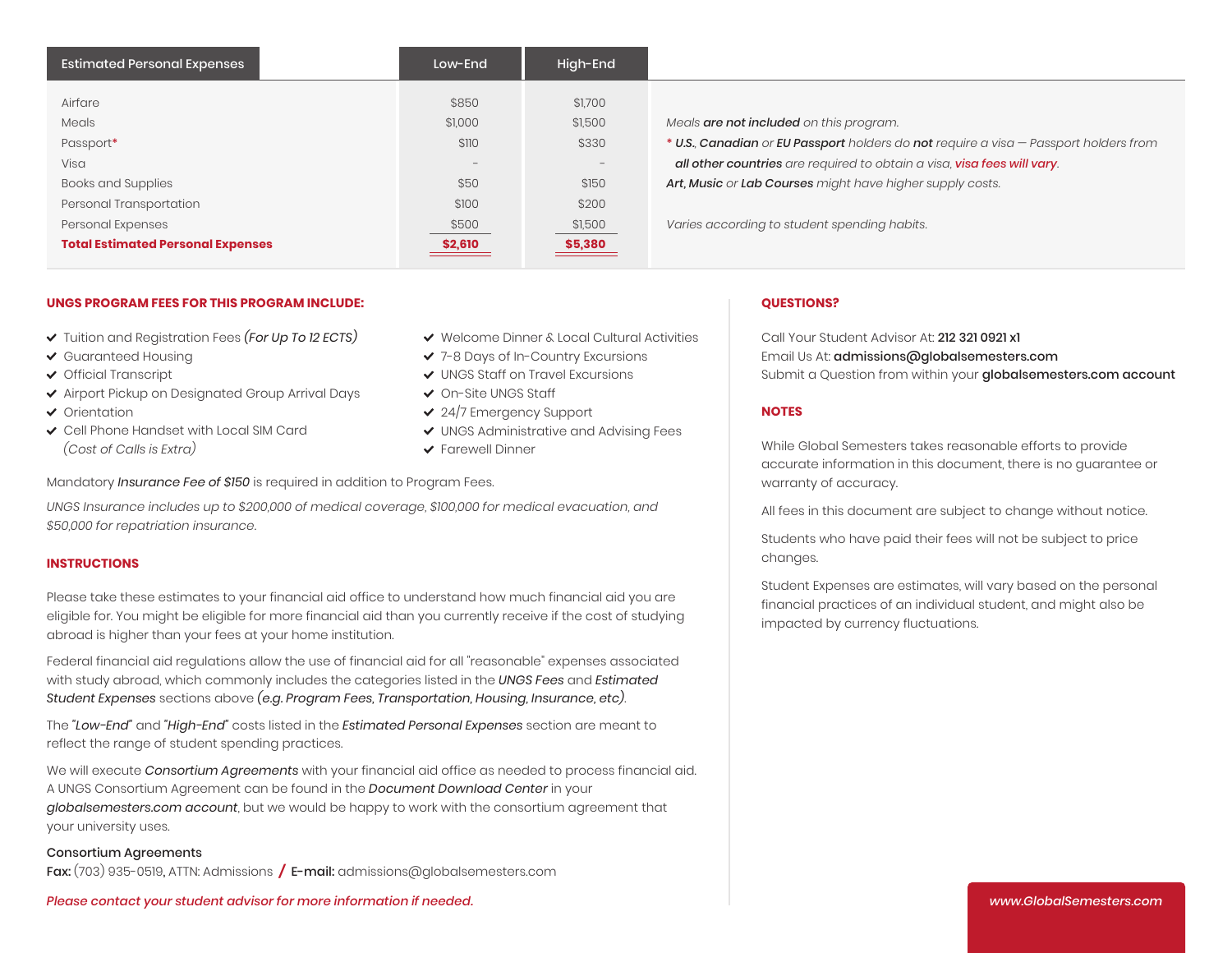| Estimated Personal Expenses | Low-End | High-End | |
|---|---|---|---|
| Airfare | $850 | $1,700 | |
| Meals | $1,000 | $1,500 | *Meals **are not included** on this program.* |
| Passport* | $110 | $330 | *\* **U.S.**, **Canadian** or **EU Passport** holders do **not** require a visa — Passport holders from **all other countries** are required to obtain a visa, **visa fees will vary**.* |
| Visa | - | - | |
| Books and Supplies | $50 | $150 | ***Art, Music** or **Lab Courses** might have higher supply costs.* |
| Personal Transportation | $100 | $200 | |
| Personal Expenses | $500 | $1,500 | *Varies according to student spending habits.* |
| **Total Estimated Personal Expenses** | **$2,610** | **$5,380** | |

## UNGS PROGRAM FEES FOR THIS PROGRAM INCLUDE:

- Tuition and Registration Fees *(For Up To 12 ECTS)*
- Guaranteed Housing
- Official Transcript
- Airport Pickup on Designated Group Arrival Days
- Orientation
- Cell Phone Handset with Local SIM Card *(Cost of Calls is Extra)*
- Welcome Dinner & Local Cultural Activities
- 7-8 Days of In-Country Excursions
- UNGS Staff on Travel Excursions
- On-Site UNGS Staff
- 24/7 Emergency Support
- UNGS Administrative and Advising Fees
- Farewell Dinner

Mandatory *Insurance Fee of $150* is required in addition to Program Fees.

*UNGS Insurance includes up to $200,000 of medical coverage, $100,000 for medical evacuation, and $50,000 for repatriation insurance.*

## INSTRUCTIONS

Please take these estimates to your financial aid office to understand how much financial aid you are eligible for. You might be eligible for more financial aid than you currently receive if the cost of studying abroad is higher than your fees at your home institution.

Federal financial aid regulations allow the use of financial aid for all "reasonable" expenses associated with study abroad, which commonly includes the categories listed in the *UNGS Fees* and *Estimated Student Expenses* sections above *(e.g. Program Fees, Transportation, Housing, Insurance, etc)*.

The "*Low-End*" and "*High-End*" costs listed in the *Estimated Personal Expenses* section are meant to reflect the range of student spending practices.

We will execute *Consortium Agreements* with your financial aid office as needed to process financial aid. A UNGS Consortium Agreement can be found in the *Document Download Center* in your *globalsemesters.com account*, but we would be happy to work with the consortium agreement that your university uses.

Consortium Agreements
**Fax:** (703) 935-0519, ATTN: Admissions / **E-mail:** admissions@globalsemesters.com

*Please contact your student advisor for more information if needed.*

## QUESTIONS?

Call Your Student Advisor At: **212 321 0921 x1**
Email Us At: **admissions@globalsemesters.com**
Submit a Question from within your **globalsemesters.com account**

## NOTES

While Global Semesters takes reasonable efforts to provide accurate information in this document, there is no guarantee or warranty of accuracy.

All fees in this document are subject to change without notice.

Students who have paid their fees will not be subject to price changes.

Student Expenses are estimates, will vary based on the personal financial practices of an individual student, and might also be impacted by currency fluctuations.

*www.GlobalSemesters.com*